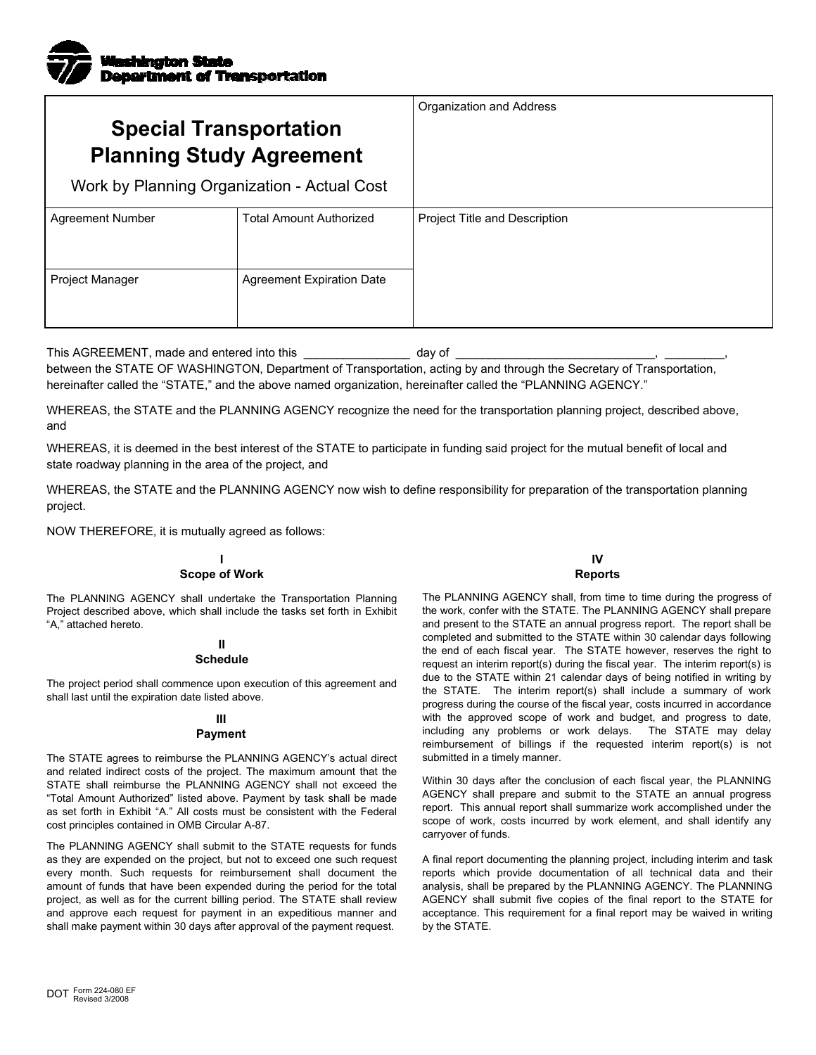Washington State Department of Transportation

| **Special Transportation Planning Study Agreement** Work by Planning Organization - Actual Cost | | Organization and Address |
|---|---|---|
| Agreement Number | Total Amount Authorized | Project Title and Description |
| Project Manager | Agreement Expiration Date | |

This AGREEMENT, made and entered into this ________________ day of ______________________________, _________, between the STATE OF WASHINGTON, Department of Transportation, acting by and through the Secretary of Transportation, hereinafter called the "STATE," and the above named organization, hereinafter called the "PLANNING AGENCY."

WHEREAS, the STATE and the PLANNING AGENCY recognize the need for the transportation planning project, described above, and

WHEREAS, it is deemed in the best interest of the STATE to participate in funding said project for the mutual benefit of local and state roadway planning in the area of the project, and

WHEREAS, the STATE and the PLANNING AGENCY now wish to define responsibility for preparation of the transportation planning project.

NOW THEREFORE, it is mutually agreed as follows:

### I
### Scope of Work

The PLANNING AGENCY shall undertake the Transportation Planning Project described above, which shall include the tasks set forth in Exhibit "A," attached hereto.

### II
### Schedule

The project period shall commence upon execution of this agreement and shall last until the expiration date listed above.

### III
### Payment

The STATE agrees to reimburse the PLANNING AGENCY's actual direct and related indirect costs of the project. The maximum amount that the STATE shall reimburse the PLANNING AGENCY shall not exceed the "Total Amount Authorized" listed above. Payment by task shall be made as set forth in Exhibit "A." All costs must be consistent with the Federal cost principles contained in OMB Circular A-87.

The PLANNING AGENCY shall submit to the STATE requests for funds as they are expended on the project, but not to exceed one such request every month. Such requests for reimbursement shall document the amount of funds that have been expended during the period for the total project, as well as for the current billing period. The STATE shall review and approve each request for payment in an expeditious manner and shall make payment within 30 days after approval of the payment request.

### IV
### Reports

The PLANNING AGENCY shall, from time to time during the progress of the work, confer with the STATE. The PLANNING AGENCY shall prepare and present to the STATE an annual progress report. The report shall be completed and submitted to the STATE within 30 calendar days following the end of each fiscal year. The STATE however, reserves the right to request an interim report(s) during the fiscal year. The interim report(s) is due to the STATE within 21 calendar days of being notified in writing by the STATE. The interim report(s) shall include a summary of work progress during the course of the fiscal year, costs incurred in accordance with the approved scope of work and budget, and progress to date, including any problems or work delays. The STATE may delay reimbursement of billings if the requested interim report(s) is not submitted in a timely manner.

Within 30 days after the conclusion of each fiscal year, the PLANNING AGENCY shall prepare and submit to the STATE an annual progress report. This annual report shall summarize work accomplished under the scope of work, costs incurred by work element, and shall identify any carryover of funds.

A final report documenting the planning project, including interim and task reports which provide documentation of all technical data and their analysis, shall be prepared by the PLANNING AGENCY. The PLANNING AGENCY shall submit five copies of the final report to the STATE for acceptance. This requirement for a final report may be waived in writing by the STATE.

DOT Form 224-080 EF Revised 3/2008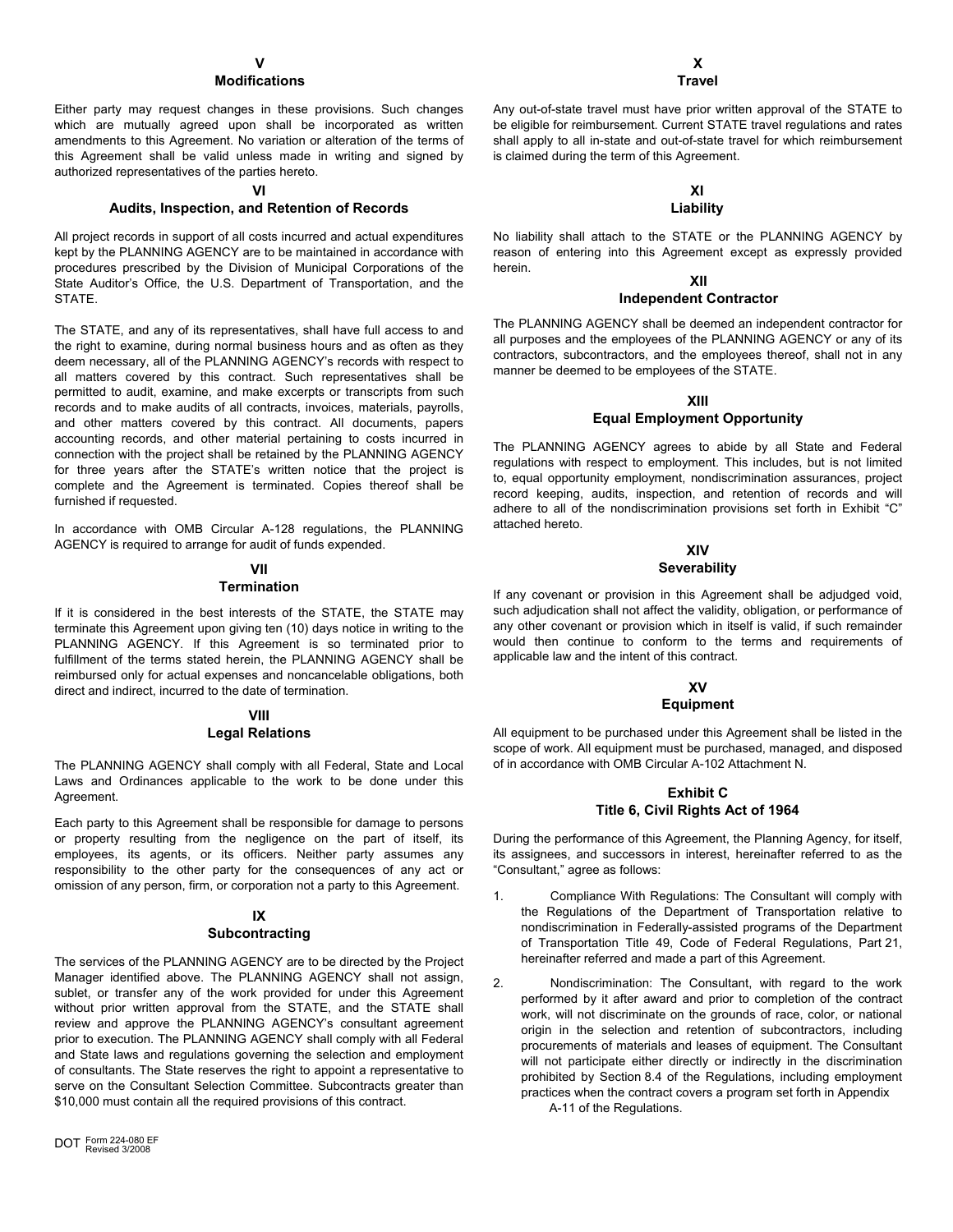## V
## Modifications

Either party may request changes in these provisions. Such changes which are mutually agreed upon shall be incorporated as written amendments to this Agreement. No variation or alteration of the terms of this Agreement shall be valid unless made in writing and signed by authorized representatives of the parties hereto.

## VI
## Audits, Inspection, and Retention of Records

All project records in support of all costs incurred and actual expenditures kept by the PLANNING AGENCY are to be maintained in accordance with procedures prescribed by the Division of Municipal Corporations of the State Auditor's Office, the U.S. Department of Transportation, and the STATE.

The STATE, and any of its representatives, shall have full access to and the right to examine, during normal business hours and as often as they deem necessary, all of the PLANNING AGENCY's records with respect to all matters covered by this contract. Such representatives shall be permitted to audit, examine, and make excerpts or transcripts from such records and to make audits of all contracts, invoices, materials, payrolls, and other matters covered by this contract. All documents, papers accounting records, and other material pertaining to costs incurred in connection with the project shall be retained by the PLANNING AGENCY for three years after the STATE's written notice that the project is complete and the Agreement is terminated. Copies thereof shall be furnished if requested.

In accordance with OMB Circular A-128 regulations, the PLANNING AGENCY is required to arrange for audit of funds expended.

## VII
## Termination

If it is considered in the best interests of the STATE, the STATE may terminate this Agreement upon giving ten (10) days notice in writing to the PLANNING AGENCY. If this Agreement is so terminated prior to fulfillment of the terms stated herein, the PLANNING AGENCY shall be reimbursed only for actual expenses and noncancelable obligations, both direct and indirect, incurred to the date of termination.

## VIII
## Legal Relations

The PLANNING AGENCY shall comply with all Federal, State and Local Laws and Ordinances applicable to the work to be done under this Agreement.

Each party to this Agreement shall be responsible for damage to persons or property resulting from the negligence on the part of itself, its employees, its agents, or its officers. Neither party assumes any responsibility to the other party for the consequences of any act or omission of any person, firm, or corporation not a party to this Agreement.

## IX
## Subcontracting

The services of the PLANNING AGENCY are to be directed by the Project Manager identified above. The PLANNING AGENCY shall not assign, sublet, or transfer any of the work provided for under this Agreement without prior written approval from the STATE, and the STATE shall review and approve the PLANNING AGENCY's consultant agreement prior to execution. The PLANNING AGENCY shall comply with all Federal and State laws and regulations governing the selection and employment of consultants. The State reserves the right to appoint a representative to serve on the Consultant Selection Committee. Subcontracts greater than $10,000 must contain all the required provisions of this contract.

## X
## Travel

Any out-of-state travel must have prior written approval of the STATE to be eligible for reimbursement. Current STATE travel regulations and rates shall apply to all in-state and out-of-state travel for which reimbursement is claimed during the term of this Agreement.

## XI
## Liability

No liability shall attach to the STATE or the PLANNING AGENCY by reason of entering into this Agreement except as expressly provided herein.

## XII
## Independent Contractor

The PLANNING AGENCY shall be deemed an independent contractor for all purposes and the employees of the PLANNING AGENCY or any of its contractors, subcontractors, and the employees thereof, shall not in any manner be deemed to be employees of the STATE.

## XIII
## Equal Employment Opportunity

The PLANNING AGENCY agrees to abide by all State and Federal regulations with respect to employment. This includes, but is not limited to, equal opportunity employment, nondiscrimination assurances, project record keeping, audits, inspection, and retention of records and will adhere to all of the nondiscrimination provisions set forth in Exhibit "C" attached hereto.

## XIV
## Severability

If any covenant or provision in this Agreement shall be adjudged void, such adjudication shall not affect the validity, obligation, or performance of any other covenant or provision which in itself is valid, if such remainder would then continue to conform to the terms and requirements of applicable law and the intent of this contract.

## XV
## Equipment

All equipment to be purchased under this Agreement shall be listed in the scope of work. All equipment must be purchased, managed, and disposed of in accordance with OMB Circular A-102 Attachment N.

## Exhibit C
## Title 6, Civil Rights Act of 1964

During the performance of this Agreement, the Planning Agency, for itself, its assignees, and successors in interest, hereinafter referred to as the "Consultant," agree as follows:

1. Compliance With Regulations: The Consultant will comply with the Regulations of the Department of Transportation relative to nondiscrimination in Federally-assisted programs of the Department of Transportation Title 49, Code of Federal Regulations, Part 21, hereinafter referred and made a part of this Agreement.

2. Nondiscrimination: The Consultant, with regard to the work performed by it after award and prior to completion of the contract work, will not discriminate on the grounds of race, color, or national origin in the selection and retention of subcontractors, including procurements of materials and leases of equipment. The Consultant will not participate either directly or indirectly in the discrimination prohibited by Section 8.4 of the Regulations, including employment practices when the contract covers a program set forth in Appendix A-11 of the Regulations.

DOT Form 224-080 EF Revised 3/2008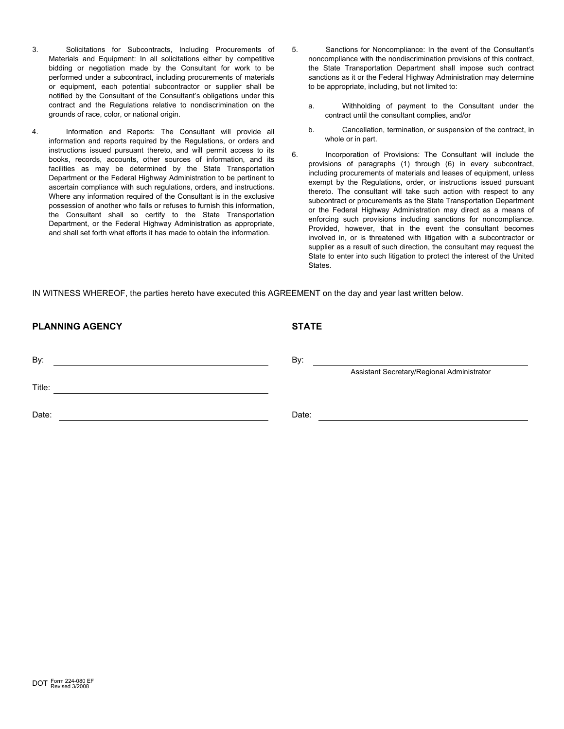3. Solicitations for Subcontracts, Including Procurements of Materials and Equipment: In all solicitations either by competitive bidding or negotiation made by the Consultant for work to be performed under a subcontract, including procurements of materials or equipment, each potential subcontractor or supplier shall be notified by the Consultant of the Consultant's obligations under this contract and the Regulations relative to nondiscrimination on the grounds of race, color, or national origin.

4. Information and Reports: The Consultant will provide all information and reports required by the Regulations, or orders and instructions issued pursuant thereto, and will permit access to its books, records, accounts, other sources of information, and its facilities as may be determined by the State Transportation Department or the Federal Highway Administration to be pertinent to ascertain compliance with such regulations, orders, and instructions. Where any information required of the Consultant is in the exclusive possession of another who fails or refuses to furnish this information, the Consultant shall so certify to the State Transportation Department, or the Federal Highway Administration as appropriate, and shall set forth what efforts it has made to obtain the information.

5. Sanctions for Noncompliance: In the event of the Consultant's noncompliance with the nondiscrimination provisions of this contract, the State Transportation Department shall impose such contract sanctions as it or the Federal Highway Administration may determine to be appropriate, including, but not limited to:

   a. Withholding of payment to the Consultant under the contract until the consultant complies, and/or

   b. Cancellation, termination, or suspension of the contract, in whole or in part.

6. Incorporation of Provisions: The Consultant will include the provisions of paragraphs (1) through (6) in every subcontract, including procurements of materials and leases of equipment, unless exempt by the Regulations, order, or instructions issued pursuant thereto. The consultant will take such action with respect to any subcontract or procurements as the State Transportation Department or the Federal Highway Administration may direct as a means of enforcing such provisions including sanctions for noncompliance. Provided, however, that in the event the consultant becomes involved in, or is threatened with litigation with a subcontractor or supplier as a result of such direction, the consultant may request the State to enter into such litigation to protect the interest of the United States.

IN WITNESS WHEREOF, the parties hereto have executed this AGREEMENT on the day and year last written below.

**PLANNING AGENCY**

By: ____________________

Title: ____________________

Date: ____________________

**STATE**

By: ____________________
Assistant Secretary/Regional Administrator

Date: ____________________

DOT Form 224-080 EF
Revised 3/2008